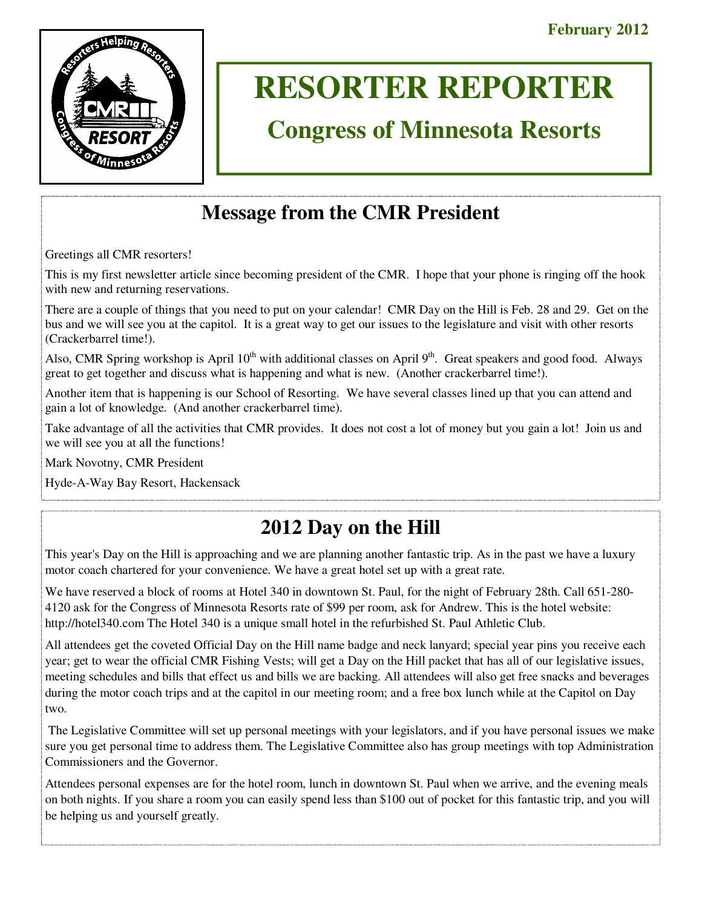February 2012

# RESORTER REPORTER

## Congress of Minnesota Resorts

## Message from the CMR President

Greetings all CMR resorters!

This is my first newsletter article since becoming president of the CMR. I hope that your phone is ringing off the hook with new and returning reservations.

There are a couple of things that you need to put on your calendar! CMR Day on the Hill is Feb. 28 and 29. Get on the bus and we will see you at the capitol. It is a great way to get our issues to the legislature and visit with other resorts (Crackerbarrel time!).

Also, CMR Spring workshop is April 10th with additional classes on April 9th. Great speakers and good food. Always great to get together and discuss what is happening and what is new. (Another crackerbarrel time!).

Another item that is happening is our School of Resorting. We have several classes lined up that you can attend and gain a lot of knowledge. (And another crackerbarrel time).

Take advantage of all the activities that CMR provides. It does not cost a lot of money but you gain a lot! Join us and we will see you at all the functions!

Mark Novotny, CMR President

Hyde-A-Way Bay Resort, Hackensack

## 2012 Day on the Hill

This year's Day on the Hill is approaching and we are planning another fantastic trip. As in the past we have a luxury motor coach chartered for your convenience. We have a great hotel set up with a great rate.

We have reserved a block of rooms at Hotel 340 in downtown St. Paul, for the night of February 28th. Call 651-280-4120 ask for the Congress of Minnesota Resorts rate of $99 per room, ask for Andrew. This is the hotel website: http://hotel340.com The Hotel 340 is a unique small hotel in the refurbished St. Paul Athletic Club.

All attendees get the coveted Official Day on the Hill name badge and neck lanyard; special year pins you receive each year; get to wear the official CMR Fishing Vests; will get a Day on the Hill packet that has all of our legislative issues, meeting schedules and bills that effect us and bills we are backing. All attendees will also get free snacks and beverages during the motor coach trips and at the capitol in our meeting room; and a free box lunch while at the Capitol on Day two.

The Legislative Committee will set up personal meetings with your legislators, and if you have personal issues we make sure you get personal time to address them. The Legislative Committee also has group meetings with top Administration Commissioners and the Governor.

Attendees personal expenses are for the hotel room, lunch in downtown St. Paul when we arrive, and the evening meals on both nights. If you share a room you can easily spend less than $100 out of pocket for this fantastic trip, and you will be helping us and yourself greatly.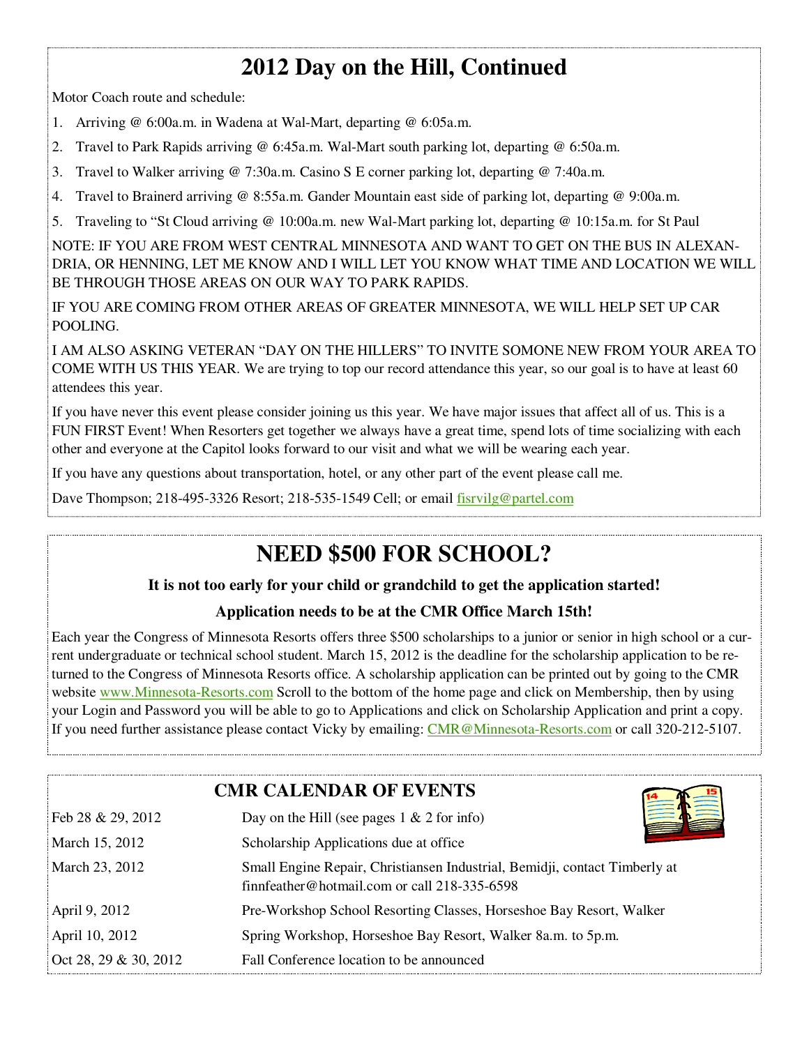## 2012 Day on the Hill, Continued

Motor Coach route and schedule:

1. Arriving @ 6:00a.m. in Wadena at Wal-Mart, departing @ 6:05a.m.
2. Travel to Park Rapids arriving @ 6:45a.m. Wal-Mart south parking lot, departing @ 6:50a.m.
3. Travel to Walker arriving @ 7:30a.m. Casino S E corner parking lot, departing @ 7:40a.m.
4. Travel to Brainerd arriving @ 8:55a.m. Gander Mountain east side of parking lot, departing @ 9:00a.m.
5. Traveling to "St Cloud arriving @ 10:00a.m. new Wal-Mart parking lot, departing @ 10:15a.m. for St Paul

NOTE: IF YOU ARE FROM WEST CENTRAL MINNESOTA AND WANT TO GET ON THE BUS IN ALEXANDRIA, OR HENNING, LET ME KNOW AND I WILL LET YOU KNOW WHAT TIME AND LOCATION WE WILL BE THROUGH THOSE AREAS ON OUR WAY TO PARK RAPIDS.

IF YOU ARE COMING FROM OTHER AREAS OF GREATER MINNESOTA, WE WILL HELP SET UP CAR POOLING.

I AM ALSO ASKING VETERAN "DAY ON THE HILLERS" TO INVITE SOMONE NEW FROM YOUR AREA TO COME WITH US THIS YEAR. We are trying to top our record attendance this year, so our goal is to have at least 60 attendees this year.

If you have never this event please consider joining us this year. We have major issues that affect all of us. This is a FUN FIRST Event! When Resorters get together we always have a great time, spend lots of time socializing with each other and everyone at the Capitol looks forward to our visit and what we will be wearing each year.

If you have any questions about transportation, hotel, or any other part of the event please call me.

Dave Thompson; 218-495-3326 Resort; 218-535-1549 Cell; or email fisrvilg@partel.com

## NEED $500 FOR SCHOOL?

**It is not too early for your child or grandchild to get the application started!**

**Application needs to be at the CMR Office March 15th!**

Each year the Congress of Minnesota Resorts offers three $500 scholarships to a junior or senior in high school or a current undergraduate or technical school student. March 15, 2012 is the deadline for the scholarship application to be returned to the Congress of Minnesota Resorts office. A scholarship application can be printed out by going to the CMR website www.Minnesota-Resorts.com Scroll to the bottom of the home page and click on Membership, then by using your Login and Password you will be able to go to Applications and click on Scholarship Application and print a copy. If you need further assistance please contact Vicky by emailing: CMR@Minnesota-Resorts.com or call 320-212-5107.

## CMR CALENDAR OF EVENTS

| | |
|---|---|
| Feb 28 & 29, 2012 | Day on the Hill (see pages 1 & 2 for info) |
| March 15, 2012 | Scholarship Applications due at office |
| March 23, 2012 | Small Engine Repair, Christiansen Industrial, Bemidji, contact Timberly at finnfeather@hotmail.com or call 218-335-6598 |
| April 9, 2012 | Pre-Workshop School Resorting Classes, Horseshoe Bay Resort, Walker |
| April 10, 2012 | Spring Workshop, Horseshoe Bay Resort, Walker 8a.m. to 5p.m. |
| Oct 28, 29 & 30, 2012 | Fall Conference location to be announced |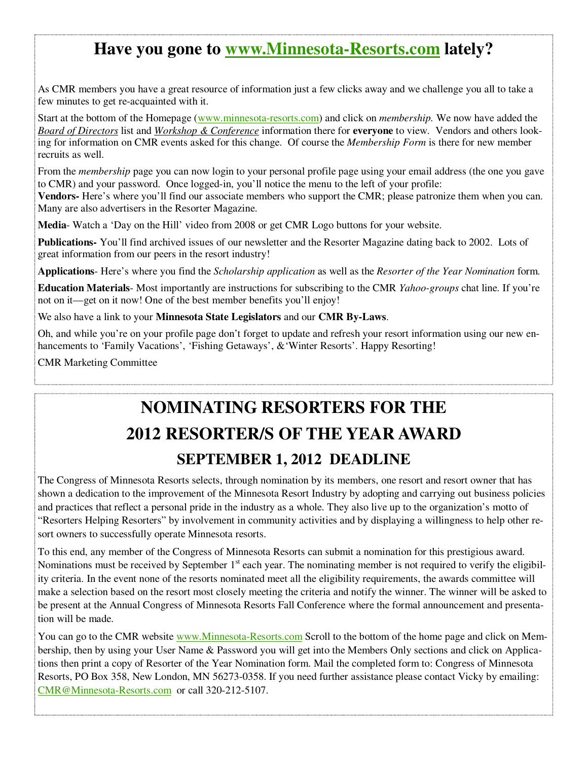# Have you gone to www.Minnesota-Resorts.com lately?

As CMR members you have a great resource of information just a few clicks away and we challenge you all to take a few minutes to get re-acquainted with it.

Start at the bottom of the Homepage (www.minnesota-resorts.com) and click on *membership.* We now have added the *Board of Directors* list and *Workshop & Conference* information there for **everyone** to view. Vendors and others looking for information on CMR events asked for this change. Of course the *Membership Form* is there for new member recruits as well.

From the *membership* page you can now login to your personal profile page using your email address (the one you gave to CMR) and your password. Once logged-in, you'll notice the menu to the left of your profile:

**Vendors-** Here's where you'll find our associate members who support the CMR; please patronize them when you can. Many are also advertisers in the Resorter Magazine.

**Media**- Watch a 'Day on the Hill' video from 2008 or get CMR Logo buttons for your website.

**Publications-** You'll find archived issues of our newsletter and the Resorter Magazine dating back to 2002. Lots of great information from our peers in the resort industry!

**Applications**- Here's where you find the *Scholarship application* as well as the *Resorter of the Year Nomination* form.

**Education Materials**- Most importantly are instructions for subscribing to the CMR *Yahoo-groups* chat line. If you're not on it—get on it now! One of the best member benefits you'll enjoy!

We also have a link to your **Minnesota State Legislators** and our **CMR By-Laws**.

Oh, and while you're on your profile page don't forget to update and refresh your resort information using our new enhancements to 'Family Vacations', 'Fishing Getaways', &'Winter Resorts'. Happy Resorting!

CMR Marketing Committee

# NOMINATING RESORTERS FOR THE 2012 RESORTER/S OF THE YEAR AWARD

## SEPTEMBER 1, 2012 DEADLINE

The Congress of Minnesota Resorts selects, through nomination by its members, one resort and resort owner that has shown a dedication to the improvement of the Minnesota Resort Industry by adopting and carrying out business policies and practices that reflect a personal pride in the industry as a whole. They also live up to the organization's motto of "Resorters Helping Resorters" by involvement in community activities and by displaying a willingness to help other resort owners to successfully operate Minnesota resorts.

To this end, any member of the Congress of Minnesota Resorts can submit a nomination for this prestigious award. Nominations must be received by September 1st each year. The nominating member is not required to verify the eligibility criteria. In the event none of the resorts nominated meet all the eligibility requirements, the awards committee will make a selection based on the resort most closely meeting the criteria and notify the winner. The winner will be asked to be present at the Annual Congress of Minnesota Resorts Fall Conference where the formal announcement and presentation will be made.

You can go to the CMR website www.Minnesota-Resorts.com Scroll to the bottom of the home page and click on Membership, then by using your User Name & Password you will get into the Members Only sections and click on Applications then print a copy of Resorter of the Year Nomination form. Mail the completed form to: Congress of Minnesota Resorts, PO Box 358, New London, MN 56273-0358. If you need further assistance please contact Vicky by emailing: CMR@Minnesota-Resorts.com or call 320-212-5107.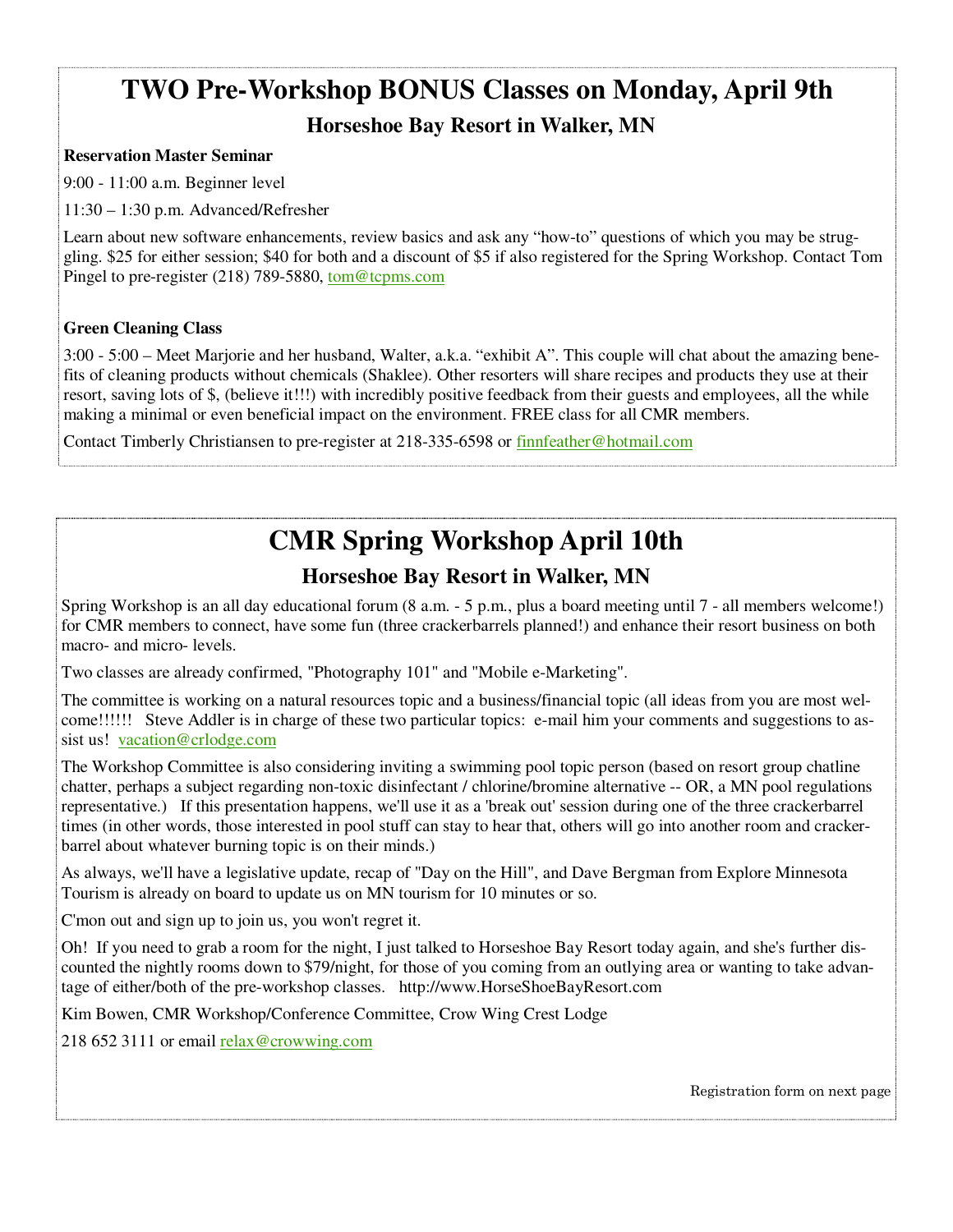## TWO Pre-Workshop BONUS Classes on Monday, April 9th

### Horseshoe Bay Resort in Walker, MN

**Reservation Master Seminar**

9:00 - 11:00 a.m. Beginner level

11:30 – 1:30 p.m. Advanced/Refresher

Learn about new software enhancements, review basics and ask any "how-to" questions of which you may be struggling. $25 for either session; $40 for both and a discount of $5 if also registered for the Spring Workshop. Contact Tom Pingel to pre-register (218) 789-5880, tom@tcpms.com

**Green Cleaning Class**

3:00 - 5:00 – Meet Marjorie and her husband, Walter, a.k.a. "exhibit A". This couple will chat about the amazing benefits of cleaning products without chemicals (Shaklee). Other resorters will share recipes and products they use at their resort, saving lots of $, (believe it!!!) with incredibly positive feedback from their guests and employees, all the while making a minimal or even beneficial impact on the environment. FREE class for all CMR members.

Contact Timberly Christiansen to pre-register at 218-335-6598 or finnfeather@hotmail.com

## CMR Spring Workshop April 10th

### Horseshoe Bay Resort in Walker, MN

Spring Workshop is an all day educational forum (8 a.m. - 5 p.m., plus a board meeting until 7 - all members welcome!) for CMR members to connect, have some fun (three crackerbarrels planned!) and enhance their resort business on both macro- and micro- levels.

Two classes are already confirmed, "Photography 101" and "Mobile e-Marketing".

The committee is working on a natural resources topic and a business/financial topic (all ideas from you are most welcome!!!!!! Steve Addler is in charge of these two particular topics: e-mail him your comments and suggestions to assist us! vacation@crlodge.com

The Workshop Committee is also considering inviting a swimming pool topic person (based on resort group chatline chatter, perhaps a subject regarding non-toxic disinfectant / chlorine/bromine alternative -- OR, a MN pool regulations representative.) If this presentation happens, we'll use it as a 'break out' session during one of the three crackerbarrel times (in other words, those interested in pool stuff can stay to hear that, others will go into another room and crackerbarrel about whatever burning topic is on their minds.)

As always, we'll have a legislative update, recap of "Day on the Hill", and Dave Bergman from Explore Minnesota Tourism is already on board to update us on MN tourism for 10 minutes or so.

C'mon out and sign up to join us, you won't regret it.

Oh! If you need to grab a room for the night, I just talked to Horseshoe Bay Resort today again, and she's further discounted the nightly rooms down to $79/night, for those of you coming from an outlying area or wanting to take advantage of either/both of the pre-workshop classes. http://www.HorseShoeBayResort.com

Kim Bowen, CMR Workshop/Conference Committee, Crow Wing Crest Lodge

218 652 3111 or email relax@crowwing.com

Registration form on next page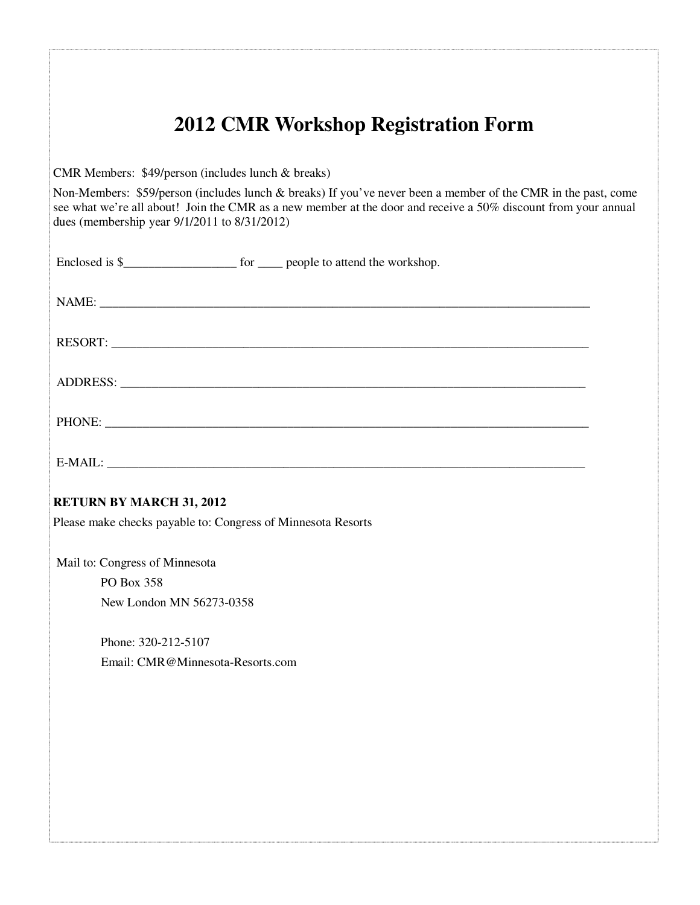# 2012 CMR Workshop Registration Form

CMR Members: $49/person (includes lunch & breaks)

Non-Members: $59/person (includes lunch & breaks) If you've never been a member of the CMR in the past, come see what we're all about! Join the CMR as a new member at the door and receive a 50% discount from your annual dues (membership year 9/1/2011 to 8/31/2012)

Enclosed is $__________________ for ____ people to attend the workshop.

NAME: ___________________________________________________________________________

RESORT: _________________________________________________________________________

ADDRESS: ________________________________________________________________________

PHONE: __________________________________________________________________________

E-MAIL: _________________________________________________________________________

**RETURN BY MARCH 31, 2012**

Please make checks payable to: Congress of Minnesota Resorts

Mail to: Congress of Minnesota
PO Box 358
New London MN 56273-0358

Phone: 320-212-5107
Email: CMR@Minnesota-Resorts.com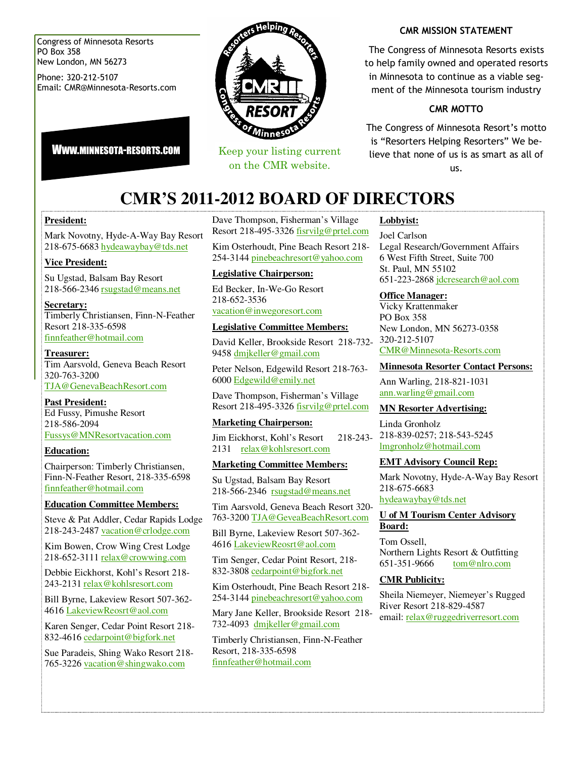Congress of Minnesota Resorts
PO Box 358
New London, MN 56273

Phone: 320-212-5107
Email: CMR@Minnesota-Resorts.com

**WWW.MINNESOTA-RESORTS.COM**

Keep your listing current on the CMR website.

**CMR MISSION STATEMENT**

The Congress of Minnesota Resorts exists to help family owned and operated resorts in Minnesota to continue as a viable segment of the Minnesota tourism industry

**CMR MOTTO**

The Congress of Minnesota Resort's motto is "Resorters Helping Resorters" We believe that none of us is as smart as all of us.

# CMR'S 2011-2012 BOARD OF DIRECTORS

**President:**

Mark Novotny, Hyde-A-Way Bay Resort 218-675-6683 hydeawaybay@tds.net

**Vice President:**

Su Ugstad, Balsam Bay Resort
218-566-2346 rsugstad@means.net

**Secretary:**
Timberly Christiansen, Finn-N-Feather Resort 218-335-6598
finnfeather@hotmail.com

**Treasurer:**
Tim Aarsvold, Geneva Beach Resort
320-763-3200
TJA@GenevaBeachResort.com

**Past President:**
Ed Fussy, Pimushe Resort
218-586-2094
Fussys@MNResortvacation.com

**Education:**

Chairperson: Timberly Christiansen, Finn-N-Feather Resort, 218-335-6598
finnfeather@hotmail.com

**Education Committee Members:**

Steve & Pat Addler, Cedar Rapids Lodge 218-243-2487 vacation@crlodge.com

Kim Bowen, Crow Wing Crest Lodge 218-652-3111 relax@crowwing.com

Debbie Eickhorst, Kohl's Resort 218-243-2131 relax@kohlsresort.com

Bill Byrne, Lakeview Resort 507-362-4616 LakeviewReosrt@aol.com

Karen Senger, Cedar Point Resort 218-832-4616 cedarpoint@bigfork.net

Sue Paradeis, Shing Wako Resort 218-765-3226 vacation@shingwako.com

Dave Thompson, Fisherman's Village Resort 218-495-3326 fisrvilg@prtel.com

Kim Osterhoudt, Pine Beach Resort 218-254-3144 pinebeachresort@yahoo.com

**Legislative Chairperson:**

Ed Becker, In-We-Go Resort
218-652-3536
vacation@inwegoresort.com

**Legislative Committee Members:**

David Keller, Brookside Resort 218-732-9458 dmjkeller@gmail.com

Peter Nelson, Edgewild Resort 218-763-6000 Edgewild@emily.net

Dave Thompson, Fisherman's Village Resort 218-495-3326 fisrvilg@prtel.com

**Marketing Chairperson:**

Jim Eickhorst, Kohl's Resort 218-243-2131 relax@kohlsresort.com

**Marketing Committee Members:**

Su Ugstad, Balsam Bay Resort
218-566-2346 rsugstad@means.net

Tim Aarsvold, Geneva Beach Resort 320-763-3200 TJA@GeveaBeachResort.com

Bill Byrne, Lakeview Resort 507-362-4616 LakeviewReosrt@aol.com

Tim Senger, Cedar Point Resort, 218-832-3808 cedarpoint@bigfork.net

Kim Osterhoudt, Pine Beach Resort 218-254-3144 pinebeachresort@yahoo.com

Mary Jane Keller, Brookside Resort 218-732-4093 dmjkeller@gmail.com

Timberly Christiansen, Finn-N-Feather Resort, 218-335-6598
finnfeather@hotmail.com

**Lobbyist:**

Joel Carlson
Legal Research/Government Affairs
6 West Fifth Street, Suite 700
St. Paul, MN 55102
651-223-2868 jdcresearch@aol.com

**Office Manager:**
Vicky Krattenmaker
PO Box 358
New London, MN 56273-0358
320-212-5107
CMR@Minnesota-Resorts.com

**Minnesota Resorter Contact Persons:**

Ann Warling, 218-821-1031
ann.warling@gmail.com

**MN Resorter Advertising:**

Linda Gronholz
218-839-0257; 218-543-5245
lmgronholz@hotmail.com

**EMT Advisory Council Rep:**

Mark Novotny, Hyde-A-Way Bay Resort
218-675-6683
hydeawaybay@tds.net

**U of M Tourism Center Advisory Board:**

Tom Ossell,
Northern Lights Resort & Outfitting
651-351-9666 tom@nlro.com

**CMR Publicity:**

Sheila Niemeyer, Niemeyer's Rugged River Resort 218-829-4587
email: relax@ruggedriverresort.com